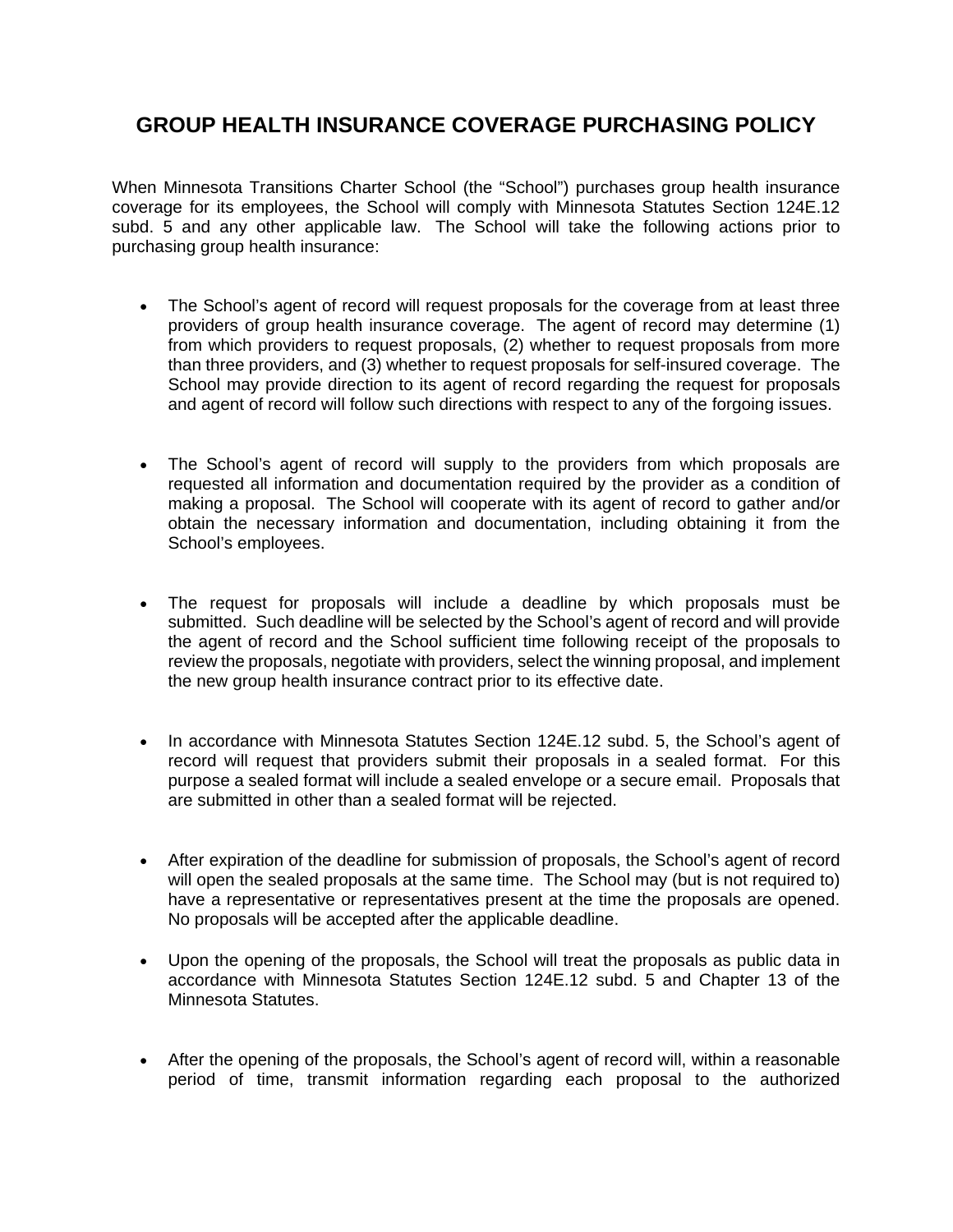# GROUP HEALTH INSURANCE COVERAGE PURCHASING POLICY

When Minnesota Transitions Charter School (the "School") purchases group health insurance coverage for its employees, the School will comply with Minnesota Statutes Section 124E.12 subd. 5 and any other applicable law. The School will take the following actions prior to purchasing group health insurance:

- The School's agent of record will request proposals for the coverage from at least three providers of group health insurance coverage. The agent of record may determine (1) from which providers to request proposals, (2) whether to request proposals from more than three providers, and (3) whether to request proposals for self-insured coverage. The School may provide direction to its agent of record regarding the request for proposals and agent of record will follow such directions with respect to any of the forgoing issues.

- The School's agent of record will supply to the providers from which proposals are requested all information and documentation required by the provider as a condition of making a proposal. The School will cooperate with its agent of record to gather and/or obtain the necessary information and documentation, including obtaining it from the School's employees.

- The request for proposals will include a deadline by which proposals must be submitted. Such deadline will be selected by the School's agent of record and will provide the agent of record and the School sufficient time following receipt of the proposals to review the proposals, negotiate with providers, select the winning proposal, and implement the new group health insurance contract prior to its effective date.

- In accordance with Minnesota Statutes Section 124E.12 subd. 5, the School's agent of record will request that providers submit their proposals in a sealed format. For this purpose a sealed format will include a sealed envelope or a secure email. Proposals that are submitted in other than a sealed format will be rejected.

- After expiration of the deadline for submission of proposals, the School's agent of record will open the sealed proposals at the same time. The School may (but is not required to) have a representative or representatives present at the time the proposals are opened. No proposals will be accepted after the applicable deadline.

- Upon the opening of the proposals, the School will treat the proposals as public data in accordance with Minnesota Statutes Section 124E.12 subd. 5 and Chapter 13 of the Minnesota Statutes.

- After the opening of the proposals, the School's agent of record will, within a reasonable period of time, transmit information regarding each proposal to the authorized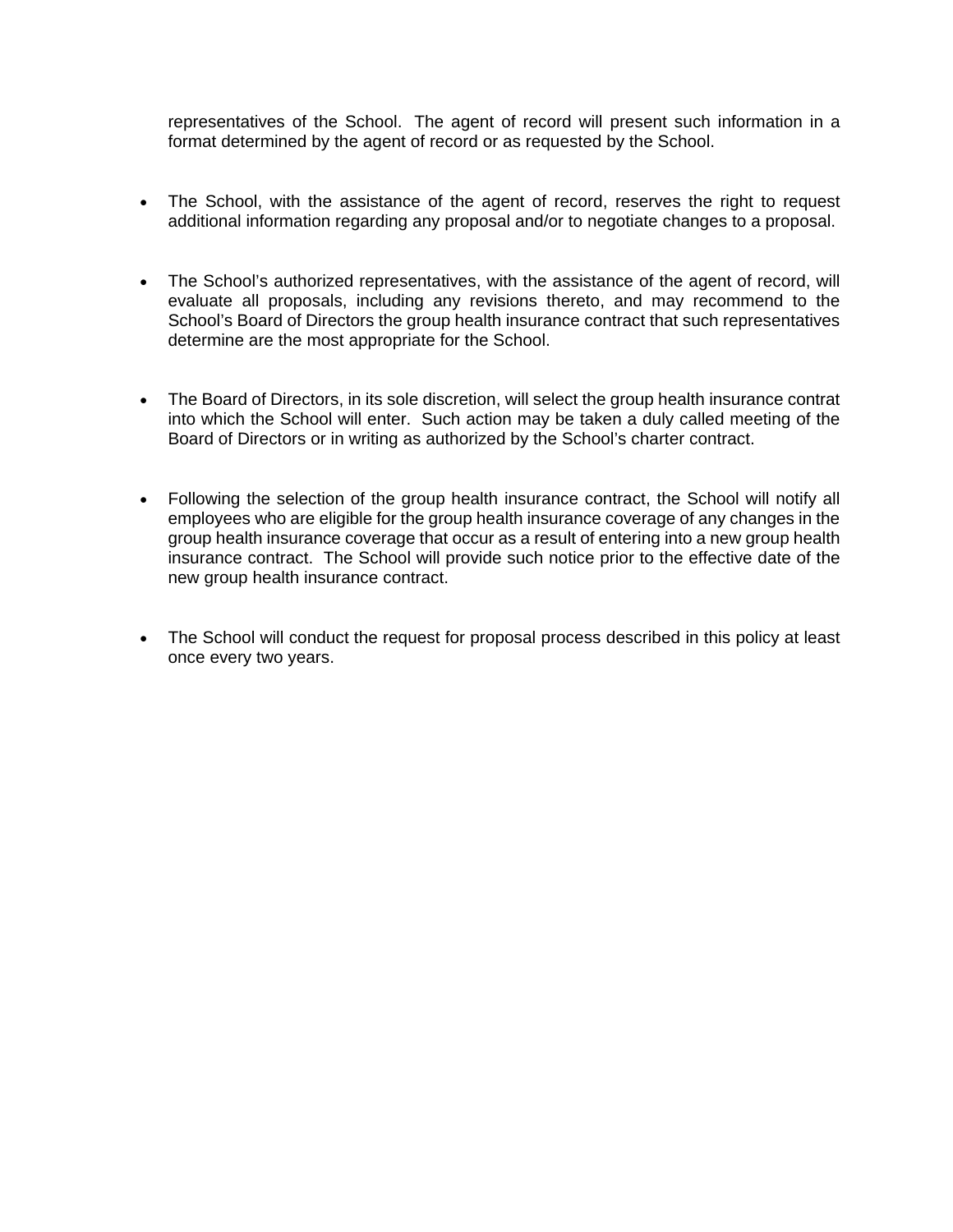representatives of the School. The agent of record will present such information in a format determined by the agent of record or as requested by the School.

- The School, with the assistance of the agent of record, reserves the right to request additional information regarding any proposal and/or to negotiate changes to a proposal.

- The School's authorized representatives, with the assistance of the agent of record, will evaluate all proposals, including any revisions thereto, and may recommend to the School's Board of Directors the group health insurance contract that such representatives determine are the most appropriate for the School.

- The Board of Directors, in its sole discretion, will select the group health insurance contrat into which the School will enter. Such action may be taken a duly called meeting of the Board of Directors or in writing as authorized by the School's charter contract.

- Following the selection of the group health insurance contract, the School will notify all employees who are eligible for the group health insurance coverage of any changes in the group health insurance coverage that occur as a result of entering into a new group health insurance contract. The School will provide such notice prior to the effective date of the new group health insurance contract.

- The School will conduct the request for proposal process described in this policy at least once every two years.